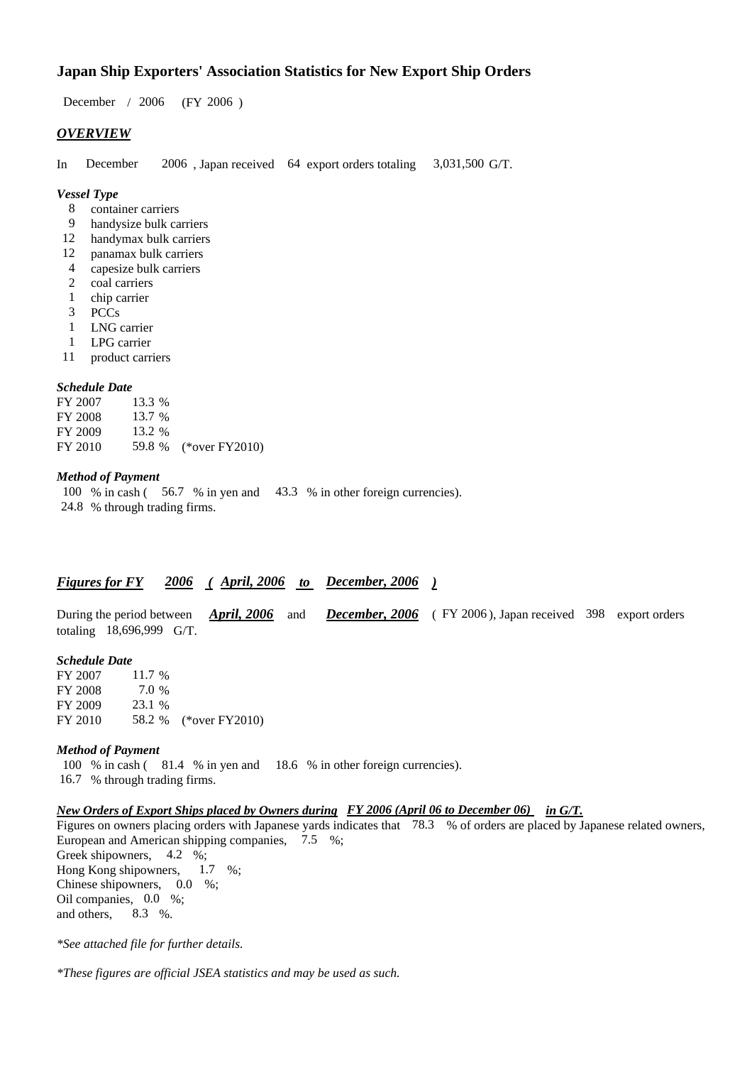# Japan Ship Exporters' Association Statistics for New Export Ship Orders

December / 2006 (FY 2006 )

## *OVERVIEW*

In December 2006 , Japan received 64 export orders totaling 3,031,500 G/T.

***Vessel Type***

- 8 container carriers
- 9 handysize bulk carriers
- 12 handymax bulk carriers
- 12 panamax bulk carriers
- 4 capesize bulk carriers
- 2 coal carriers
- 1 chip carrier
- 3 PCCs
- 1 LNG carrier
- 1 LPG carrier
- 11 product carriers

***Schedule Date***

| | | |
|---|---|---|
| FY 2007 | 13.3 % | |
| FY 2008 | 13.7 % | |
| FY 2009 | 13.2 % | |
| FY 2010 | 59.8 % | (*over FY2010) |

***Method of Payment***

100 % in cash ( 56.7 % in yen and 43.3 % in other foreign currencies).
24.8 % through trading firms.

## *Figures for FY 2006 ( April, 2006 to December, 2006 )*

During the period between ***April, 2006*** and ***December, 2006*** ( FY 2006 ), Japan received 398 export orders totaling 18,696,999 G/T.

***Schedule Date***

| | | |
|---|---|---|
| FY 2007 | 11.7 % | |
| FY 2008 | 7.0 % | |
| FY 2009 | 23.1 % | |
| FY 2010 | 58.2 % | (*over FY2010) |

***Method of Payment***

100 % in cash ( 81.4 % in yen and 18.6 % in other foreign currencies).
16.7 % through trading firms.

***New Orders of Export Ships placed by Owners during FY 2006 (April 06 to December 06) in G/T.***

Figures on owners placing orders with Japanese yards indicates that 78.3 % of orders are placed by Japanese related owners,
European and American shipping companies, 7.5 %;
Greek shipowners, 4.2 %;
Hong Kong shipowners, 1.7 %;
Chinese shipowners, 0.0 %;
Oil companies, 0.0 %;
and others, 8.3 %.

*\*See attached file for further details.*

*\*These figures are official JSEA statistics and may be used as such.*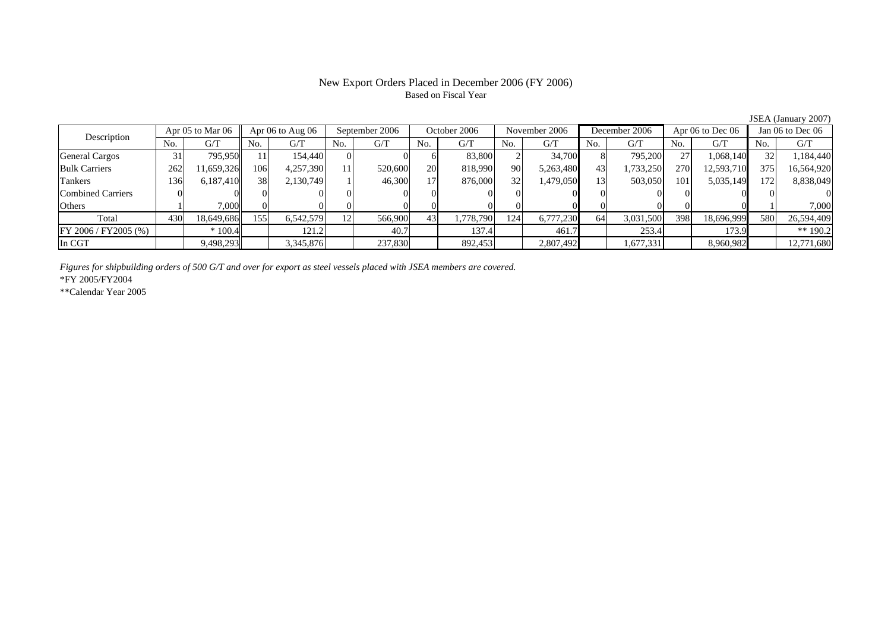# New Export Orders Placed in December 2006 (FY 2006)

Based on Fiscal Year

JSEA (January 2007)

| Description | Apr 05 to Mar 06 | | Apr 06 to Aug 06 | | September 2006 | | October 2006 | | November 2006 | | December 2006 | | Apr 06 to Dec 06 | | Jan 06 to Dec 06 | |
|---|---|---|---|---|---|---|---|---|---|---|---|---|---|---|---|---|
| | No. | G/T | No. | G/T | No. | G/T | No. | G/T | No. | G/T | No. | G/T | No. | G/T | No. | G/T |
| General Cargos | 31 | 795,950 | 11 | 154,440 | 0 | 0 | 6 | 83,800 | 2 | 34,700 | 8 | 795,200 | 27 | 1,068,140 | 32 | 1,184,440 |
| Bulk Carriers | 262 | 11,659,326 | 106 | 4,257,390 | 11 | 520,600 | 20 | 818,990 | 90 | 5,263,480 | 43 | 1,733,250 | 270 | 12,593,710 | 375 | 16,564,920 |
| Tankers | 136 | 6,187,410 | 38 | 2,130,749 | 1 | 46,300 | 17 | 876,000 | 32 | 1,479,050 | 13 | 503,050 | 101 | 5,035,149 | 172 | 8,838,049 |
| Combined Carriers | 0 | 0 | 0 | 0 | 0 | 0 | 0 | 0 | 0 | 0 | 0 | 0 | 0 | 0 | 0 | 0 |
| Others | 1 | 7,000 | 0 | 0 | 0 | 0 | 0 | 0 | 0 | 0 | 0 | 0 | 0 | 0 | 1 | 7,000 |
| Total | 430 | 18,649,686 | 155 | 6,542,579 | 12 | 566,900 | 43 | 1,778,790 | 124 | 6,777,230 | 64 | 3,031,500 | 398 | 18,696,999 | 580 | 26,594,409 |
| FY 2006 / FY2005 (%) | | * 100.4 | | 121.2 | | 40.7 | | 137.4 | | 461.7 | | 253.4 | | 173.9 | | ** 190.2 |
| In CGT | | 9,498,293 | | 3,345,876 | | 237,830 | | 892,453 | | 2,807,492 | | 1,677,331 | | 8,960,982 | | 12,771,680 |

*Figures for shipbuilding orders of 500 G/T and over for export as steel vessels placed with JSEA members are covered.*

*FY 2005/FY2004

**Calendar Year 2005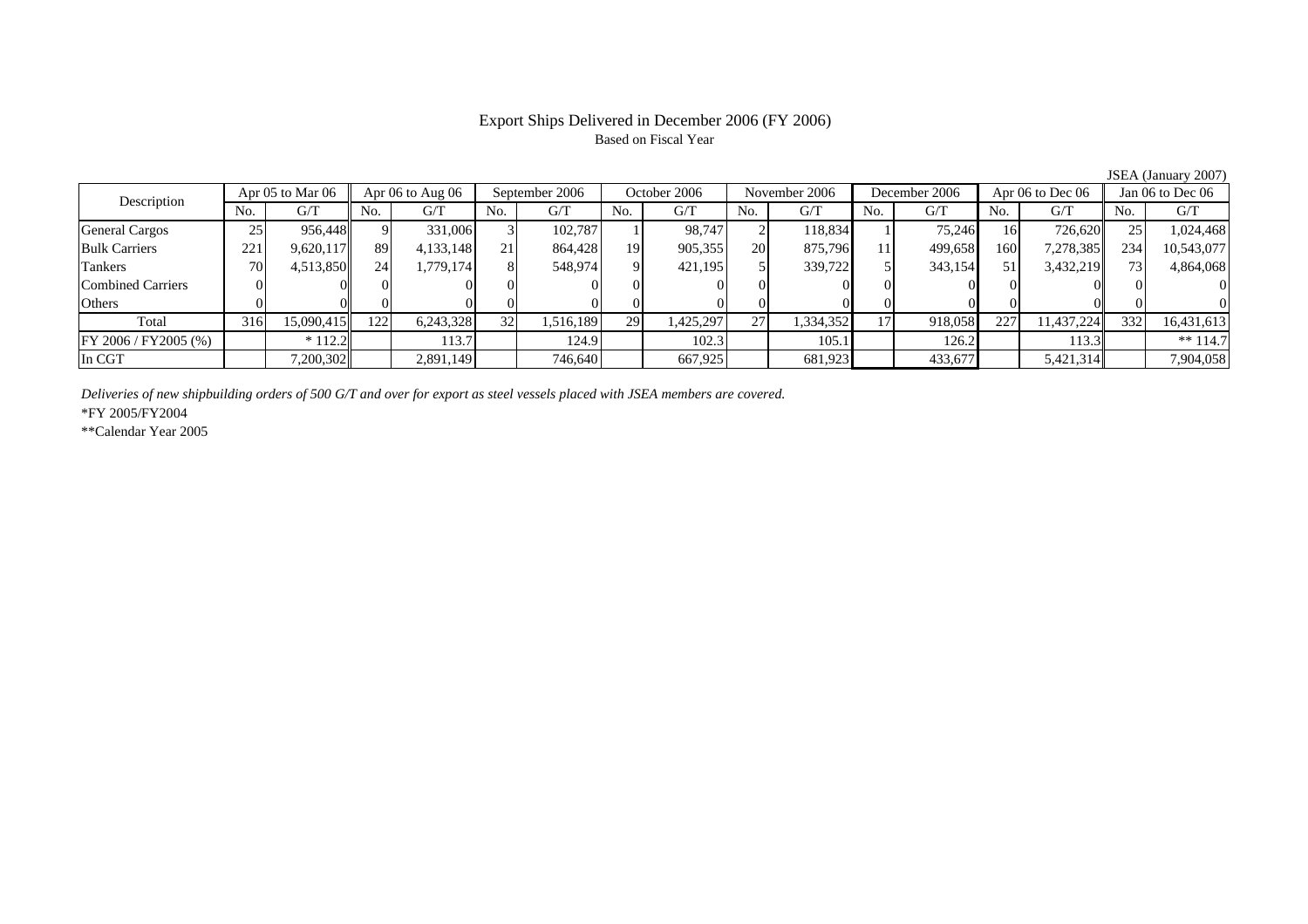# Export Ships Delivered in December 2006 (FY 2006)

Based on Fiscal Year

JSEA (January 2007)

| Description | Apr 05 to Mar 06 | | Apr 06 to Aug 06 | | September 2006 | | October 2006 | | November 2006 | | December 2006 | | Apr 06 to Dec 06 | | Jan 06 to Dec 06 | |
|---|---|---|---|---|---|---|---|---|---|---|---|---|---|---|---|---|
| | No. | G/T | No. | G/T | No. | G/T | No. | G/T | No. | G/T | No. | G/T | No. | G/T | No. | G/T |
| General Cargos | 25 | 956,448 | 9 | 331,006 | 3 | 102,787 | 1 | 98,747 | 2 | 118,834 | 1 | 75,246 | 16 | 726,620 | 25 | 1,024,468 |
| Bulk Carriers | 221 | 9,620,117 | 89 | 4,133,148 | 21 | 864,428 | 19 | 905,355 | 20 | 875,796 | 11 | 499,658 | 160 | 7,278,385 | 234 | 10,543,077 |
| Tankers | 70 | 4,513,850 | 24 | 1,779,174 | 8 | 548,974 | 9 | 421,195 | 5 | 339,722 | 5 | 343,154 | 51 | 3,432,219 | 73 | 4,864,068 |
| Combined Carriers | 0 | 0 | 0 | 0 | 0 | 0 | 0 | 0 | 0 | 0 | 0 | 0 | 0 | 0 | 0 | 0 |
| Others | 0 | 0 | 0 | 0 | 0 | 0 | 0 | 0 | 0 | 0 | 0 | 0 | 0 | 0 | 0 | 0 |
| Total | 316 | 15,090,415 | 122 | 6,243,328 | 32 | 1,516,189 | 29 | 1,425,297 | 27 | 1,334,352 | 17 | 918,058 | 227 | 11,437,224 | 332 | 16,431,613 |
| FY 2006 / FY2005 (%) | | * 112.2 | | 113.7 | | 124.9 | | 102.3 | | 105.1 | | 126.2 | | 113.3 | | ** 114.7 |
| In CGT | | 7,200,302 | | 2,891,149 | | 746,640 | | 667,925 | | 681,923 | | 433,677 | | 5,421,314 | | 7,904,058 |

*Deliveries of new shipbuilding orders of 500 G/T and over for export as steel vessels placed with JSEA members are covered.*

*FY 2005/FY2004

**Calendar Year 2005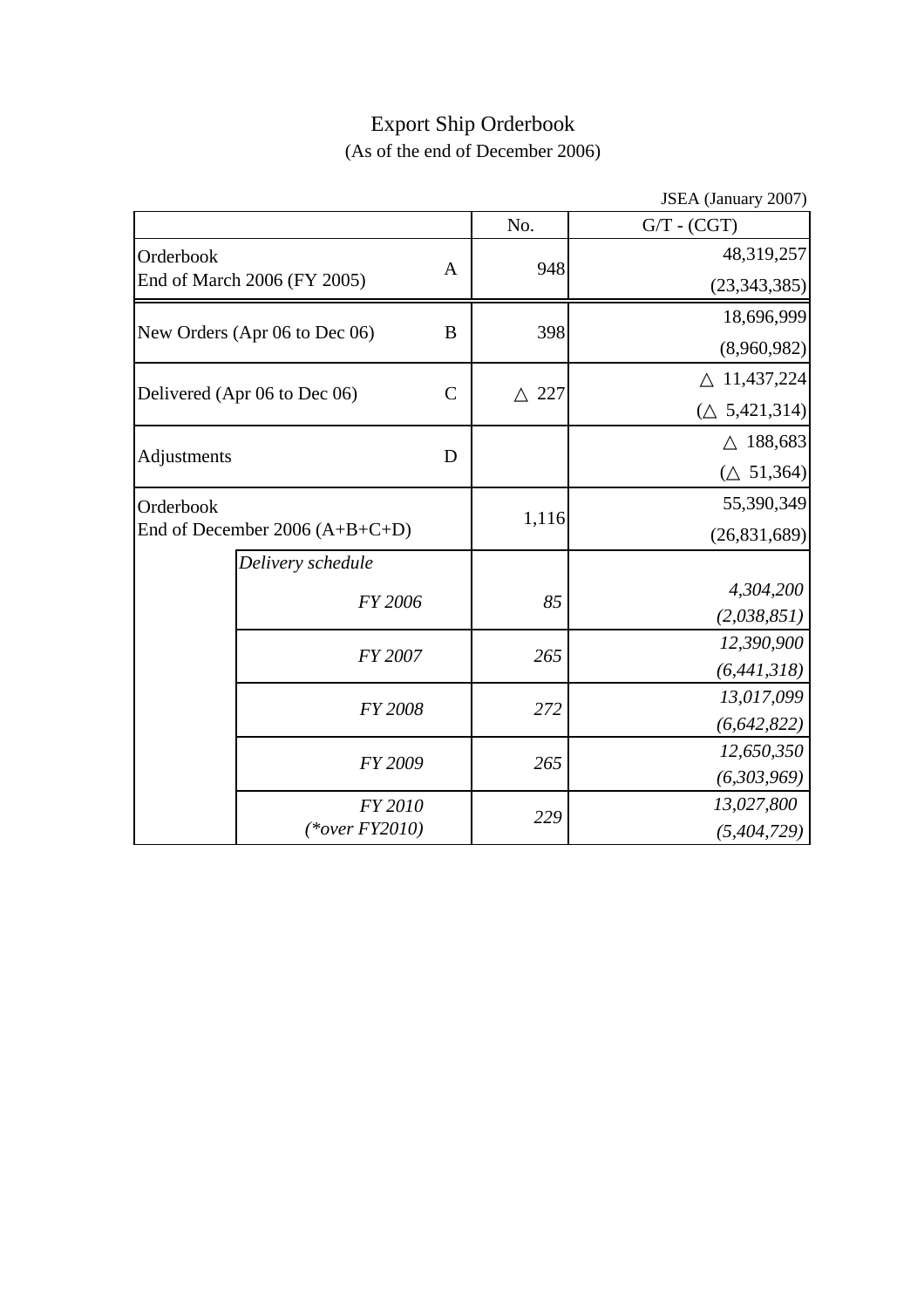# Export Ship Orderbook

(As of the end of December 2006)

JSEA (January 2007)

| | | | No. | G/T - (CGT) |
|---|---|---|---|---|
| Orderbook<br>End of March 2006 (FY 2005) | | A | 948 | 48,319,257<br>(23,343,385) |
| New Orders (Apr 06 to Dec 06) | | B | 398 | 18,696,999<br>(8,960,982) |
| Delivered (Apr 06 to Dec 06) | | C | △ 227 | △ 11,437,224<br>(△ 5,421,314) |
| Adjustments | | D | | △ 188,683<br>(△ 51,364) |
| Orderbook<br>End of December 2006 (A+B+C+D) | | | 1,116 | 55,390,349<br>(26,831,689) |
| | *Delivery schedule*<br>*FY 2006* | | *85* | *4,304,200*<br>*(2,038,851)* |
| | *FY 2007* | | *265* | *12,390,900*<br>*(6,441,318)* |
| | *FY 2008* | | *272* | *13,017,099*<br>*(6,642,822)* |
| | *FY 2009* | | *265* | *12,650,350*<br>*(6,303,969)* |
| | *FY 2010*<br>*(*over FY2010)* | | *229* | *13,027,800*<br>*(5,404,729)* |